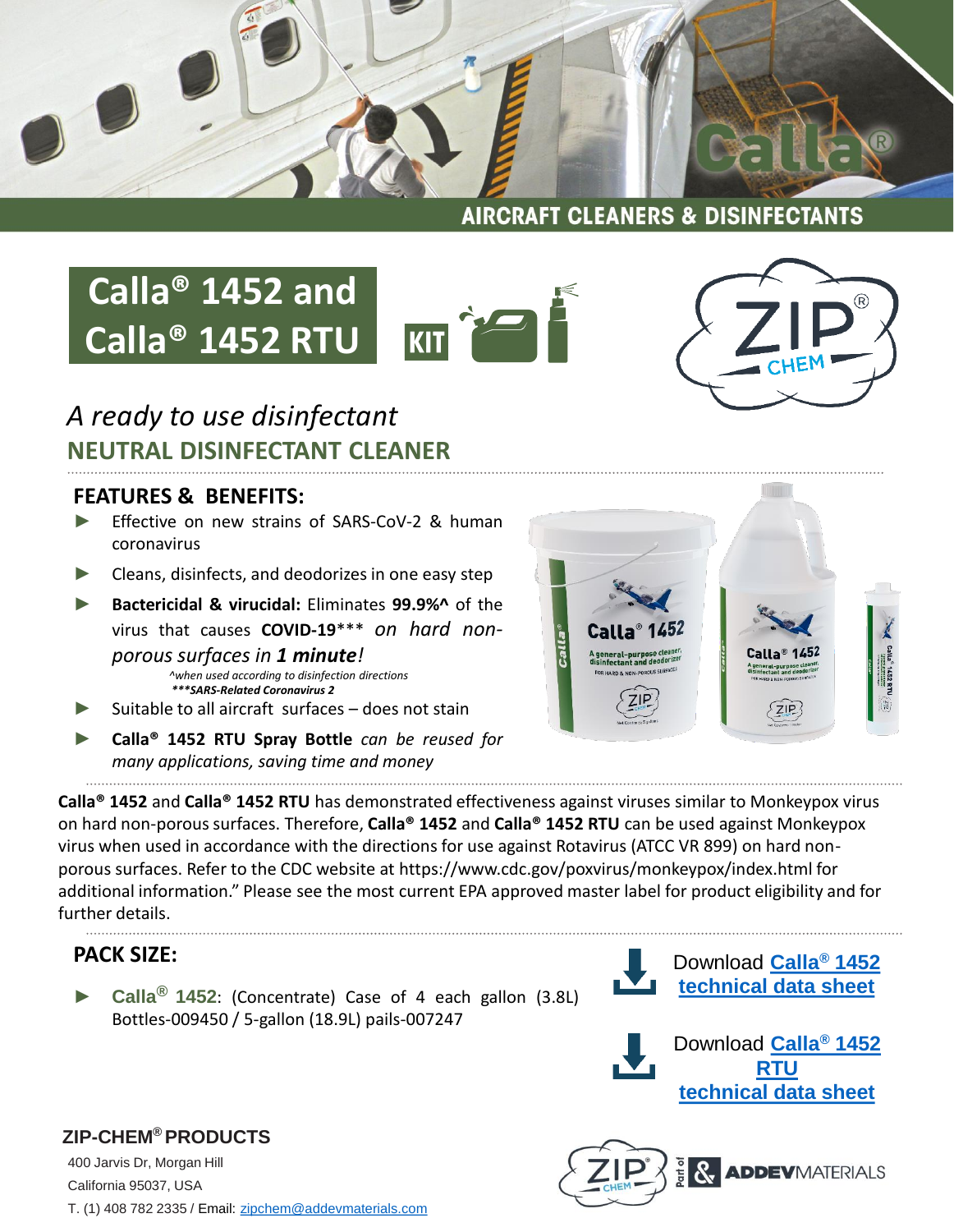AIRCRAFT CLEANERS & DISINFECTANTS

# Calla® 1452 and Calla® 1452 RTU

KIT

*A ready to use disinfectant*

## NEUTRAL DISINFECTANT CLEANER

### FEATURES & BENEFITS:

- Effective on new strains of SARS-CoV-2 & human coronavirus
- Cleans, disinfects, and deodorizes in one easy step
- **Bactericidal & virucidal:** Eliminates **99.9%^** of the virus that causes **COVID-19**\*\*\* *on hard non-porous surfaces in **1 minute**!*
  *^when used according to disinfection directions*
  ***\*\*\*SARS-Related Coronavirus 2***
- Suitable to all aircraft surfaces – does not stain
- **Calla® 1452 RTU Spray Bottle** *can be reused for many applications, saving time and money*

**Calla® 1452** and **Calla® 1452 RTU** has demonstrated effectiveness against viruses similar to Monkeypox virus on hard non-porous surfaces. Therefore, **Calla® 1452** and **Calla® 1452 RTU** can be used against Monkeypox virus when used in accordance with the directions for use against Rotavirus (ATCC VR 899) on hard non-porous surfaces. Refer to the CDC website at https://www.cdc.gov/poxvirus/monkeypox/index.html for additional information." Please see the most current EPA approved master label for product eligibility and for further details.

### PACK SIZE:

- **Calla® 1452**: (Concentrate) Case of 4 each gallon (3.8L) Bottles-009450 / 5-gallon (18.9L) pails-007247

Download [Calla® 1452 technical data sheet]

Download [Calla® 1452 RTU technical data sheet]

**ZIP-CHEM® PRODUCTS**

400 Jarvis Dr, Morgan Hill
California 95037, USA
T. (1) 408 782 2335 / Email: zipchem@addevmaterials.com

Part of ADDEV MATERIALS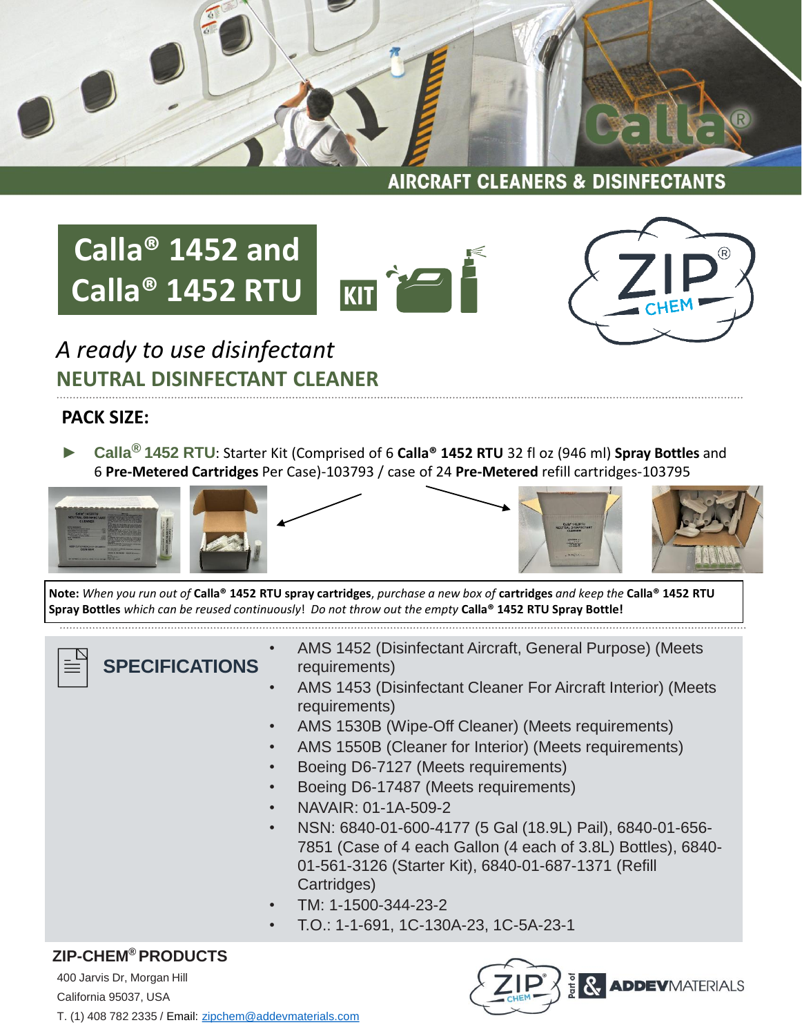# AIRCRAFT CLEANERS & DISINFECTANTS

## Calla® 1452 and Calla® 1452 RTU

KIT

*A ready to use disinfectant*

## NEUTRAL DISINFECTANT CLEANER

### PACK SIZE:

- **Calla® 1452 RTU**: Starter Kit (Comprised of 6 **Calla® 1452 RTU** 32 fl oz (946 ml) **Spray Bottles** and 6 **Pre-Metered Cartridges** Per Case)-103793 / case of 24 **Pre-Metered** refill cartridges-103795

**Note:** *When you run out of* **Calla® 1452 RTU spray cartridges**, *purchase a new box of* **cartridges** *and keep the* **Calla® 1452 RTU Spray Bottles** *which can be reused continuously*! *Do not throw out the empty* **Calla® 1452 RTU Spray Bottle!**

### SPECIFICATIONS

- AMS 1452 (Disinfectant Aircraft, General Purpose) (Meets requirements)
- AMS 1453 (Disinfectant Cleaner For Aircraft Interior) (Meets requirements)
- AMS 1530B (Wipe-Off Cleaner) (Meets requirements)
- AMS 1550B (Cleaner for Interior) (Meets requirements)
- Boeing D6-7127 (Meets requirements)
- Boeing D6-17487 (Meets requirements)
- NAVAIR: 01-1A-509-2
- NSN: 6840-01-600-4177 (5 Gal (18.9L) Pail), 6840-01-656-7851 (Case of 4 each Gallon (4 each of 3.8L) Bottles), 6840-01-561-3126 (Starter Kit), 6840-01-687-1371 (Refill Cartridges)
- TM: 1-1500-344-23-2
- T.O.: 1-1-691, 1C-130A-23, 1C-5A-23-1

**ZIP-CHEM® PRODUCTS**

400 Jarvis Dr, Morgan Hill

California 95037, USA

T. (1) 408 782 2335 / Email: zipchem@addevmaterials.com

Part of ADDEV MATERIALS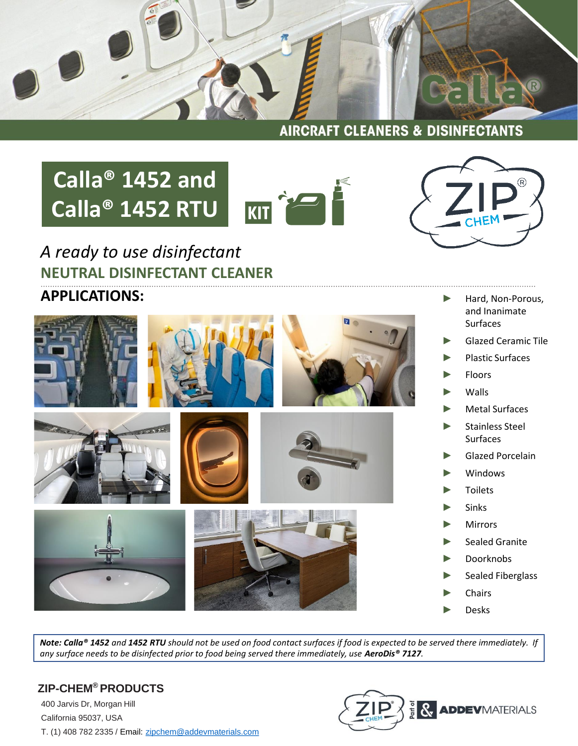AIRCRAFT CLEANERS & DISINFECTANTS

# Calla® 1452 and Calla® 1452 RTU

KIT

*A ready to use disinfectant*

## NEUTRAL DISINFECTANT CLEANER

## APPLICATIONS:

- Hard, Non-Porous, and Inanimate Surfaces
- Glazed Ceramic Tile
- Plastic Surfaces
- Floors
- Walls
- Metal Surfaces
- Stainless Steel Surfaces
- Glazed Porcelain
- Windows
- Toilets
- Sinks
- Mirrors
- Sealed Granite
- Doorknobs
- Sealed Fiberglass
- Chairs
- Desks

***Note: Calla® 1452*** *and* ***1452 RTU*** *should not be used on food contact surfaces if food is expected to be served there immediately. If any surface needs to be disinfected prior to food being served there immediately, use* ***AeroDis® 7127****.*

**ZIP-CHEM® PRODUCTS**

400 Jarvis Dr, Morgan Hill
California 95037, USA
T. (1) 408 782 2335 / Email: zipchem@addevmaterials.com

Part of ADDEV MATERIALS